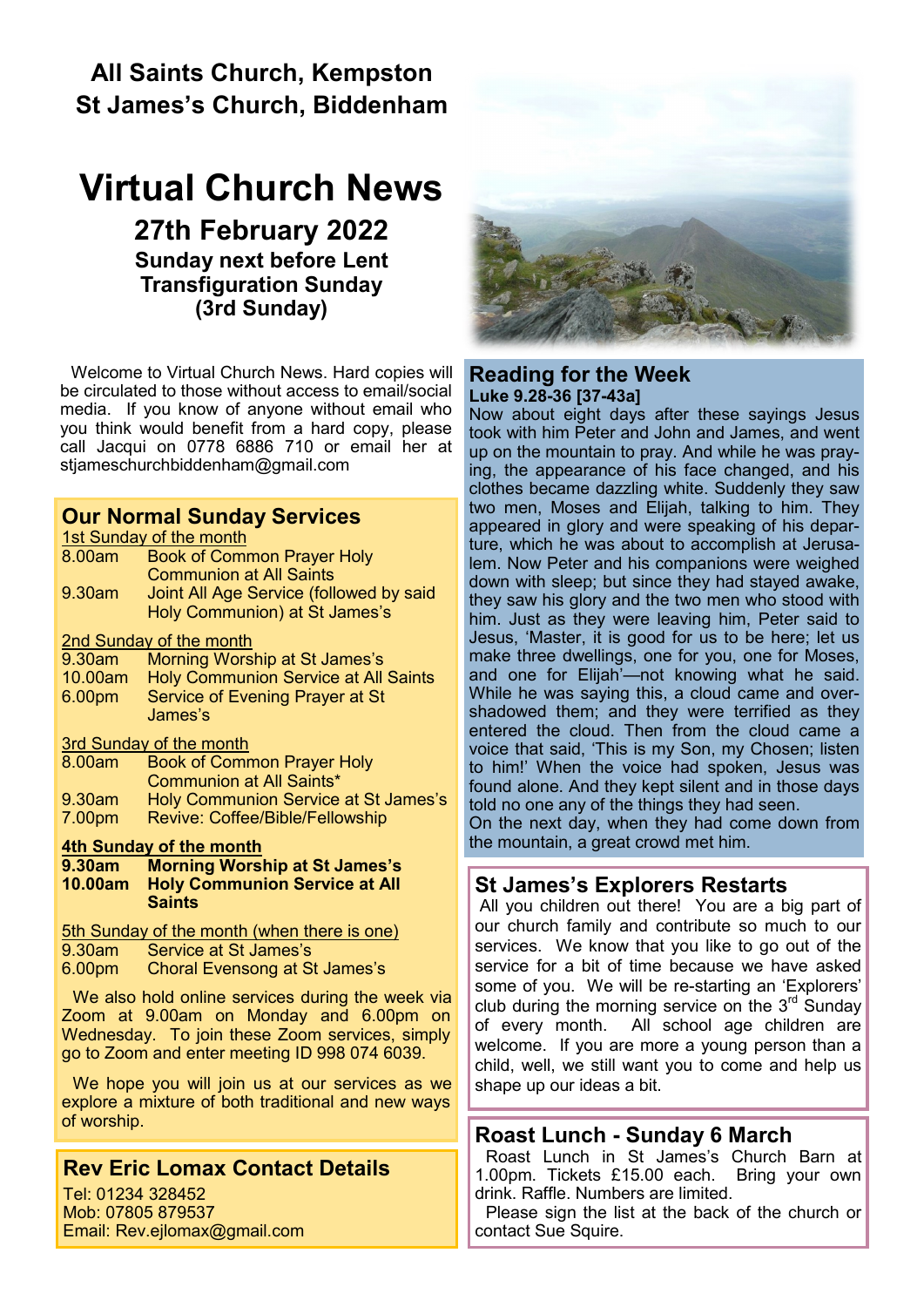**All Saints Church, Kempston**
**St James's Church, Biddenham**

# Virtual Church News

## 27th February 2022

**Sunday next before Lent**
**Transfiguration Sunday**
**(3rd Sunday)**

Welcome to Virtual Church News. Hard copies will be circulated to those without access to email/social media. If you know of anyone without email who you think would benefit from a hard copy, please call Jacqui on 0778 6886 710 or email her at stjameschurchbiddenham@gmail.com

## Our Normal Sunday Services

<u>1st Sunday of the month</u>

| | |
|---|---|
| 8.00am | Book of Common Prayer Holy Communion at All Saints |
| 9.30am | Joint All Age Service (followed by said Holy Communion) at St James's |

<u>2nd Sunday of the month</u>

| | |
|---|---|
| 9.30am | Morning Worship at St James's |
| 10.00am | Holy Communion Service at All Saints |
| 6.00pm | Service of Evening Prayer at St James's |

<u>3rd Sunday of the month</u>

| | |
|---|---|
| 8.00am | Book of Common Prayer Holy Communion at All Saints* |
| 9.30am | Holy Communion Service at St James's |
| 7.00pm | Revive: Coffee/Bible/Fellowship |

**<u>4th Sunday of the month</u>**

| | |
|---|---|
| **9.30am** | **Morning Worship at St James's** |
| **10.00am** | **Holy Communion Service at All Saints** |

<u>5th Sunday of the month (when there is one)</u>

| | |
|---|---|
| 9.30am | Service at St James's |
| 6.00pm | Choral Evensong at St James's |

We also hold online services during the week via Zoom at 9.00am on Monday and 6.00pm on Wednesday. To join these Zoom services, simply go to Zoom and enter meeting ID 998 074 6039.

We hope you will join us at our services as we explore a mixture of both traditional and new ways of worship.

## Rev Eric Lomax Contact Details

Tel: 01234 328452
Mob: 07805 879537
Email: Rev.ejlomax@gmail.com

## Reading for the Week

**Luke 9.28-36 [37-43a]**

Now about eight days after these sayings Jesus took with him Peter and John and James, and went up on the mountain to pray. And while he was praying, the appearance of his face changed, and his clothes became dazzling white. Suddenly they saw two men, Moses and Elijah, talking to him. They appeared in glory and were speaking of his departure, which he was about to accomplish at Jerusalem. Now Peter and his companions were weighed down with sleep; but since they had stayed awake, they saw his glory and the two men who stood with him. Just as they were leaving him, Peter said to Jesus, 'Master, it is good for us to be here; let us make three dwellings, one for you, one for Moses, and one for Elijah'—not knowing what he said. While he was saying this, a cloud came and overshadowed them; and they were terrified as they entered the cloud. Then from the cloud came a voice that said, 'This is my Son, my Chosen; listen to him!' When the voice had spoken, Jesus was found alone. And they kept silent and in those days told no one any of the things they had seen.

On the next day, when they had come down from the mountain, a great crowd met him.

## St James's Explorers Restarts

All you children out there! You are a big part of our church family and contribute so much to our services. We know that you like to go out of the service for a bit of time because we have asked some of you. We will be re-starting an 'Explorers' club during the morning service on the 3rd Sunday of every month. All school age children are welcome. If you are more a young person than a child, well, we still want you to come and help us shape up our ideas a bit.

## Roast Lunch - Sunday 6 March

Roast Lunch in St James's Church Barn at 1.00pm. Tickets £15.00 each. Bring your own drink. Raffle. Numbers are limited.

Please sign the list at the back of the church or contact Sue Squire.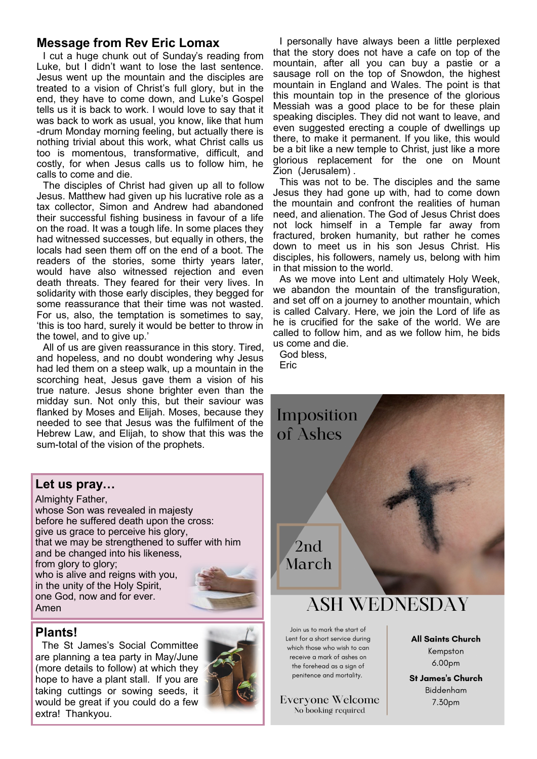## Message from Rev Eric Lomax

I cut a huge chunk out of Sunday's reading from Luke, but I didn't want to lose the last sentence. Jesus went up the mountain and the disciples are treated to a vision of Christ's full glory, but in the end, they have to come down, and Luke's Gospel tells us it is back to work. I would love to say that it was back to work as usual, you know, like that hum-drum Monday morning feeling, but actually there is nothing trivial about this work, what Christ calls us too is momentous, transformative, difficult, and costly, for when Jesus calls us to follow him, he calls to come and die.

The disciples of Christ had given up all to follow Jesus. Matthew had given up his lucrative role as a tax collector, Simon and Andrew had abandoned their successful fishing business in favour of a life on the road. It was a tough life. In some places they had witnessed successes, but equally in others, the locals had seen them off on the end of a boot. The readers of the stories, some thirty years later, would have also witnessed rejection and even death threats. They feared for their very lives. In solidarity with those early disciples, they begged for some reassurance that their time was not wasted. For us, also, the temptation is sometimes to say, 'this is too hard, surely it would be better to throw in the towel, and to give up.'

All of us are given reassurance in this story. Tired, and hopeless, and no doubt wondering why Jesus had led them on a steep walk, up a mountain in the scorching heat, Jesus gave them a vision of his true nature. Jesus shone brighter even than the midday sun. Not only this, but their saviour was flanked by Moses and Elijah. Moses, because they needed to see that Jesus was the fulfilment of the Hebrew Law, and Elijah, to show that this was the sum-total of the vision of the prophets.

I personally have always been a little perplexed that the story does not have a cafe on top of the mountain, after all you can buy a pastie or a sausage roll on the top of Snowdon, the highest mountain in England and Wales. The point is that this mountain top in the presence of the glorious Messiah was a good place to be for these plain speaking disciples. They did not want to leave, and even suggested erecting a couple of dwellings up there, to make it permanent. If you like, this would be a bit like a new temple to Christ, just like a more glorious replacement for the one on Mount Zion (Jerusalem).

This was not to be. The disciples and the same Jesus they had gone up with, had to come down the mountain and confront the realities of human need, and alienation. The God of Jesus Christ does not lock himself in a Temple far away from fractured, broken humanity, but rather he comes down to meet us in his son Jesus Christ. His disciples, his followers, namely us, belong with him in that mission to the world.

As we move into Lent and ultimately Holy Week, we abandon the mountain of the transfiguration, and set off on a journey to another mountain, which is called Calvary. Here, we join the Lord of life as he is crucified for the sake of the world. We are called to follow him, and as we follow him, he bids us come and die.

God bless,
Eric

## Let us pray…

Almighty Father,
whose Son was revealed in majesty
before he suffered death upon the cross:
give us grace to perceive his glory,
that we may be strengthened to suffer with him
and be changed into his likeness,
from glory to glory;
who is alive and reigns with you,
in the unity of the Holy Spirit,
one God, now and for ever.
Amen

## Plants!

The St James's Social Committee are planning a tea party in May/June (more details to follow) at which they hope to have a plant stall. If you are taking cuttings or sowing seeds, it would be great if you could do a few extra! Thankyou.

## Imposition of Ashes

2nd March

## ASH WEDNESDAY

Join us to mark the start of Lent for a short service during which those who wish to can receive a mark of ashes on the forehead as a sign of penitence and mortality.

Everyone Welcome
No booking required

**All Saints Church**
Kempston
6.00pm

**St James's Church**
Biddenham
7.30pm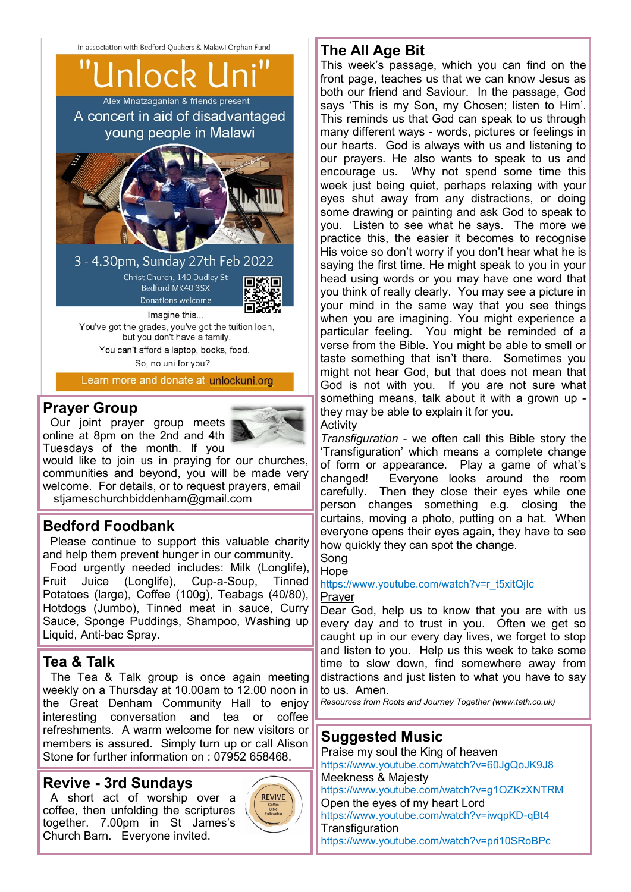In association with Bedford Quakers & Malawi Orphan Fund

# "Unlock Uni"

Alex Mnatzaganian & friends present

A concert in aid of disadvantaged young people in Malawi

3 - 4.30pm, Sunday 27th Feb 2022

Christ Church, 140 Dudley St
Bedford MK40 3SX
Donations welcome

Imagine this...

You've got the grades, you've got the tuition loan, but you don't have a family.

You can't afford a laptop, books, food.

So, no uni for you?

Learn more and donate at unlockuni.org

## Prayer Group

Our joint prayer group meets online at 8pm on the 2nd and 4th Tuesdays of the month. If you would like to join us in praying for our churches, communities and beyond, you will be made very welcome. For details, or to request prayers, email stjameschurchbiddenham@gmail.com

## Bedford Foodbank

Please continue to support this valuable charity and help them prevent hunger in our community.

Food urgently needed includes: Milk (Longlife), Fruit Juice (Longlife), Cup-a-Soup, Tinned Potatoes (large), Coffee (100g), Teabags (40/80), Hotdogs (Jumbo), Tinned meat in sauce, Curry Sauce, Sponge Puddings, Shampoo, Washing up Liquid, Anti-bac Spray.

## Tea & Talk

The Tea & Talk group is once again meeting weekly on a Thursday at 10.00am to 12.00 noon in the Great Denham Community Hall to enjoy interesting conversation and tea or coffee refreshments. A warm welcome for new visitors or members is assured. Simply turn up or call Alison Stone for further information on : 07952 658468.

## Revive - 3rd Sundays

A short act of worship over a coffee, then unfolding the scriptures together. 7.00pm in St James's Church Barn. Everyone invited.

## The All Age Bit

This week's passage, which you can find on the front page, teaches us that we can know Jesus as both our friend and Saviour. In the passage, God says 'This is my Son, my Chosen; listen to Him'. This reminds us that God can speak to us through many different ways - words, pictures or feelings in our hearts. God is always with us and listening to our prayers. He also wants to speak to us and encourage us. Why not spend some time this week just being quiet, perhaps relaxing with your eyes shut away from any distractions, or doing some drawing or painting and ask God to speak to you. Listen to see what he says. The more we practice this, the easier it becomes to recognise His voice so don't worry if you don't hear what he is saying the first time. He might speak to you in your head using words or you may have one word that you think of really clearly. You may see a picture in your mind in the same way that you see things when you are imagining. You might experience a particular feeling. You might be reminded of a verse from the Bible. You might be able to smell or taste something that isn't there. Sometimes you might not hear God, but that does not mean that God is not with you. If you are not sure what something means, talk about it with a grown up - they may be able to explain it for you.

Activity

*Transfiguration* - we often call this Bible story the 'Transfiguration' which means a complete change of form or appearance. Play a game of what's changed! Everyone looks around the room carefully. Then they close their eyes while one person changes something e.g. closing the curtains, moving a photo, putting on a hat. When everyone opens their eyes again, they have to see how quickly they can spot the change.

Song

Hope
https://www.youtube.com/watch?v=r_t5xitQjIc

Prayer

Dear God, help us to know that you are with us every day and to trust in you. Often we get so caught up in our every day lives, we forget to stop and listen to you. Help us this week to take some time to slow down, find somewhere away from distractions and just listen to what you have to say to us. Amen.

*Resources from Roots and Journey Together (www.tath.co.uk)*

## Suggested Music

Praise my soul the King of heaven
https://www.youtube.com/watch?v=60JgQoJK9J8

Meekness & Majesty
https://www.youtube.com/watch?v=g1OZKzXNTRM

Open the eyes of my heart Lord
https://www.youtube.com/watch?v=iwqpKD-qBt4

Transfiguration
https://www.youtube.com/watch?v=pri10SRoBPc